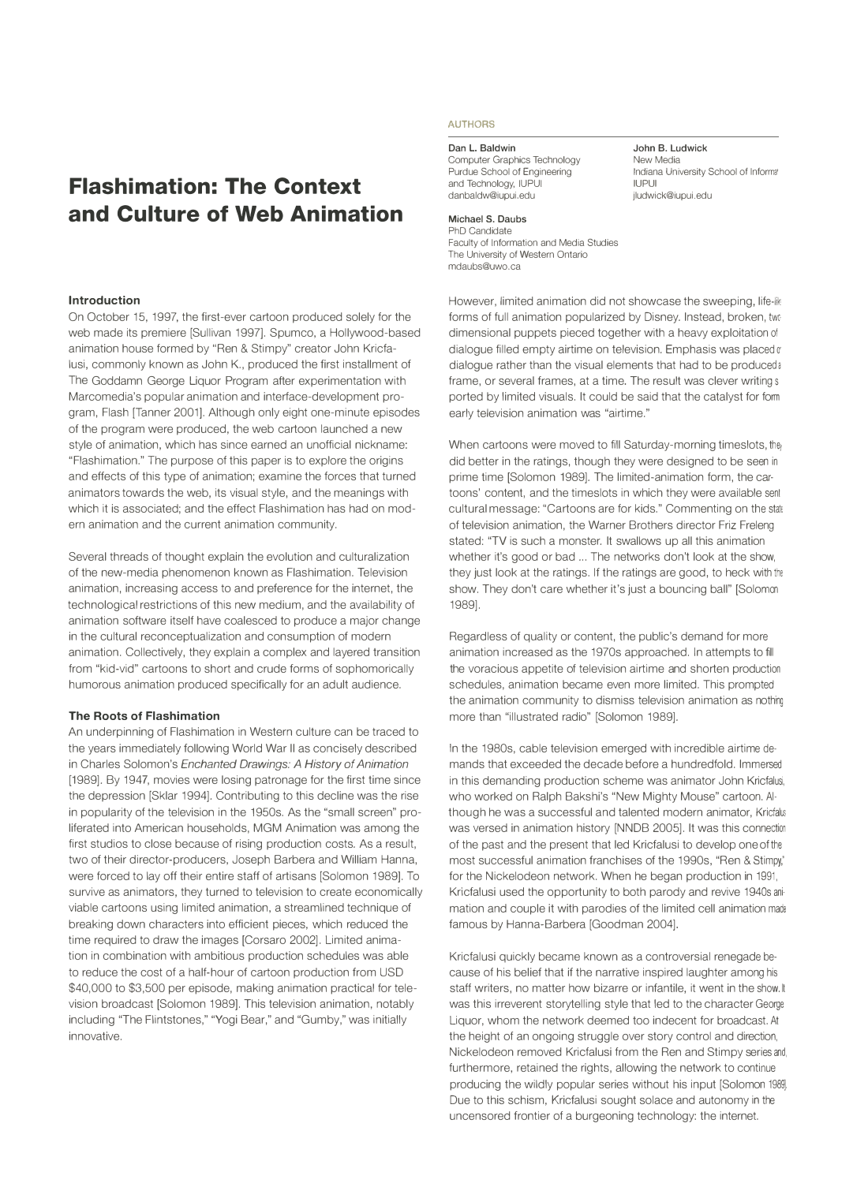# Flashimation: The Context and Culture of Web Animation

AUTHORS

**Dan L. Baldwin**
Computer Graphics Technology
Purdue School of Engineering and Technology, IUPUI
danbaldw@iupui.edu

**John B. Ludwick**
New Media
Indiana University School of Informa
IUPUI
jludwick@iupui.edu

**Michael S. Daubs**
PhD Candidate
Faculty of Information and Media Studies
The University of Western Ontario
mdaubs@uwo.ca

### Introduction

On October 15, 1997, the first-ever cartoon produced solely for the web made its premiere [Sullivan 1997]. Spumco, a Hollywood-based animation house formed by "Ren & Stimpy" creator John Kricfalusi, commonly known as John K., produced the first installment of The Goddamn George Liquor Program after experimentation with Marcomedia's popular animation and interface-development program, Flash [Tanner 2001]. Although only eight one-minute episodes of the program were produced, the web cartoon launched a new style of animation, which has since earned an unofficial nickname: "Flashimation." The purpose of this paper is to explore the origins and effects of this type of animation; examine the forces that turned animators towards the web, its visual style, and the meanings with which it is associated; and the effect Flashimation has had on modern animation and the current animation community.

Several threads of thought explain the evolution and culturalization of the new-media phenomenon known as Flashimation. Television animation, increasing access to and preference for the internet, the technological restrictions of this new medium, and the availability of animation software itself have coalesced to produce a major change in the cultural reconceptualization and consumption of modern animation. Collectively, they explain a complex and layered transition from "kid-vid" cartoons to short and crude forms of sophomorically humorous animation produced specifically for an adult audience.

### The Roots of Flashimation

An underpinning of Flashimation in Western culture can be traced to the years immediately following World War II as concisely described in Charles Solomon's *Enchanted Drawings: A History of Animation* [1989]. By 1947, movies were losing patronage for the first time since the depression [Sklar 1994]. Contributing to this decline was the rise in popularity of the television in the 1950s. As the "small screen" proliferated into American households, MGM Animation was among the first studios to close because of rising production costs. As a result, two of their director-producers, Joseph Barbera and William Hanna, were forced to lay off their entire staff of artisans [Solomon 1989]. To survive as animators, they turned to television to create economically viable cartoons using limited animation, a streamlined technique of breaking down characters into efficient pieces, which reduced the time required to draw the images [Corsaro 2002]. Limited animation in combination with ambitious production schedules was able to reduce the cost of a half-hour of cartoon production from USD $40,000 to $3,500 per episode, making animation practical for television broadcast [Solomon 1989]. This television animation, notably including "The Flintstones," "Yogi Bear," and "Gumby," was initially innovative.

However, limited animation did not showcase the sweeping, life-like forms of full animation popularized by Disney. Instead, broken, two dimensional puppets pieced together with a heavy exploitation of dialogue filled empty airtime on television. Emphasis was placed on dialogue rather than the visual elements that had to be produced a frame, or several frames, at a time. The result was clever writing supported by limited visuals. It could be said that the catalyst for form early television animation was "airtime."

When cartoons were moved to fill Saturday-morning timeslots, they did better in the ratings, though they were designed to be seen in prime time [Solomon 1989]. The limited-animation form, the cartoons' content, and the timeslots in which they were available sent cultural message: "Cartoons are for kids." Commenting on the state of television animation, the Warner Brothers director Friz Freleng stated: "TV is such a monster. It swallows up all this animation whether it's good or bad ... The networks don't look at the show, they just look at the ratings. If the ratings are good, to heck with the show. They don't care whether it's just a bouncing ball" [Solomon 1989].

Regardless of quality or content, the public's demand for more animation increased as the 1970s approached. In attempts to fill the voracious appetite of television airtime and shorten production schedules, animation became even more limited. This prompted the animation community to dismiss television animation as nothing more than "illustrated radio" [Solomon 1989].

In the 1980s, cable television emerged with incredible airtime demands that exceeded the decade before a hundredfold. Immersed in this demanding production scheme was animator John Kricfalusi, who worked on Ralph Bakshi's "New Mighty Mouse" cartoon. Although he was a successful and talented modern animator, Kricfalusi was versed in animation history [NNDB 2005]. It was this connection of the past and the present that led Kricfalusi to develop one of the most successful animation franchises of the 1990s, "Ren & Stimpy," for the Nickelodeon network. When he began production in 1991, Kricfalusi used the opportunity to both parody and revive 1940s animation and couple it with parodies of the limited cell animation made famous by Hanna-Barbera [Goodman 2004].

Kricfalusi quickly became known as a controversial renegade because of his belief that if the narrative inspired laughter among his staff writers, no matter how bizarre or infantile, it went in the show. It was this irreverent storytelling style that led to the character George Liquor, whom the network deemed too indecent for broadcast. At the height of an ongoing struggle over story control and direction, Nickelodeon removed Kricfalusi from the Ren and Stimpy series and, furthermore, retained the rights, allowing the network to continue producing the wildly popular series without his input [Solomon 1989]. Due to this schism, Kricfalusi sought solace and autonomy in the uncensored frontier of a burgeoning technology: the internet.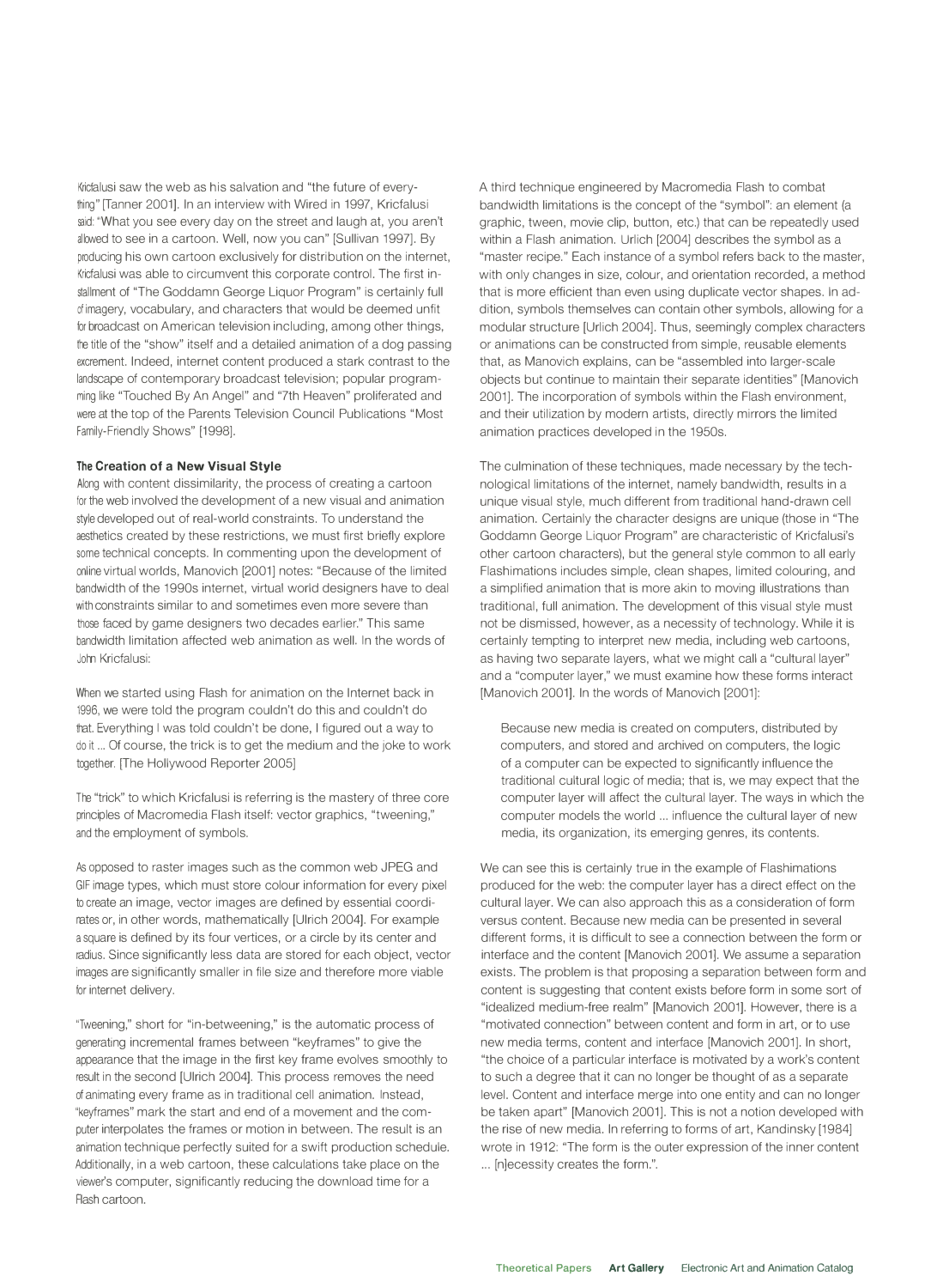Kricfalusi saw the web as his salvation and "the future of every-thing" [Tanner 2001]. In an interview with Wired in 1997, Kricfalusi said: "What you see every day on the street and laugh at, you aren't allowed to see in a cartoon. Well, now you can" [Sullivan 1997]. By producing his own cartoon exclusively for distribution on the internet, Kricfalusi was able to circumvent this corporate control. The first in-stallment of "The Goddamn George Liquor Program" is certainly full of imagery, vocabulary, and characters that would be deemed unfit for broadcast on American television including, among other things, the title of the "show" itself and a detailed animation of a dog passing excrement. Indeed, internet content produced a stark contrast to the landscape of contemporary broadcast television; popular program-ming like "Touched By An Angel" and "7th Heaven" proliferated and were at the top of the Parents Television Council Publications "Most Family-Friendly Shows" [1998].

### The Creation of a New Visual Style

Along with content dissimilarity, the process of creating a cartoon for the web involved the development of a new visual and animation style developed out of real-world constraints. To understand the aesthetics created by these restrictions, we must first briefly explore some technical concepts. In commenting upon the development of online virtual worlds, Manovich [2001] notes: "Because of the limited bandwidth of the 1990s internet, virtual world designers have to deal with constraints similar to and sometimes even more severe than those faced by game designers two decades earlier." This same bandwidth limitation affected web animation as well. In the words of John Kricfalusi:

When we started using Flash for animation on the Internet back in 1996, we were told the program couldn't do this and couldn't do that. Everything I was told couldn't be done, I figured out a way to do it ... Of course, the trick is to get the medium and the joke to work together. [The Hollywood Reporter 2005]

The "trick" to which Kricfalusi is referring is the mastery of three core principles of Macromedia Flash itself: vector graphics, "tweening," and the employment of symbols.

As opposed to raster images such as the common web JPEG and GIF image types, which must store colour information for every pixel to create an image, vector images are defined by essential coordi-nates or, in other words, mathematically [Ulrich 2004]. For example a square is defined by its four vertices, or a circle by its center and radius. Since significantly less data are stored for each object, vector images are significantly smaller in file size and therefore more viable for internet delivery.

"Tweening," short for "in-betweening," is the automatic process of generating incremental frames between "keyframes" to give the appearance that the image in the first key frame evolves smoothly to result in the second [Ulrich 2004]. This process removes the need of animating every frame as in traditional cell animation. Instead, "keyframes" mark the start and end of a movement and the com-puter interpolates the frames or motion in between. The result is an animation technique perfectly suited for a swift production schedule. Additionally, in a web cartoon, these calculations take place on the viewer's computer, significantly reducing the download time for a Flash cartoon.

A third technique engineered by Macromedia Flash to combat bandwidth limitations is the concept of the "symbol": an element (a graphic, tween, movie clip, button, etc.) that can be repeatedly used within a Flash animation. Urlich [2004] describes the symbol as a "master recipe." Each instance of a symbol refers back to the master, with only changes in size, colour, and orientation recorded, a method that is more efficient than even using duplicate vector shapes. In ad-dition, symbols themselves can contain other symbols, allowing for a modular structure [Urlich 2004]. Thus, seemingly complex characters or animations can be constructed from simple, reusable elements that, as Manovich explains, can be "assembled into larger-scale objects but continue to maintain their separate identities" [Manovich 2001]. The incorporation of symbols within the Flash environment, and their utilization by modern artists, directly mirrors the limited animation practices developed in the 1950s.

The culmination of these techniques, made necessary by the tech-nological limitations of the internet, namely bandwidth, results in a unique visual style, much different from traditional hand-drawn cell animation. Certainly the character designs are unique (those in "The Goddamn George Liquor Program" are characteristic of Kricfalusi's other cartoon characters), but the general style common to all early Flashimations includes simple, clean shapes, limited colouring, and a simplified animation that is more akin to moving illustrations than traditional, full animation. The development of this visual style must not be dismissed, however, as a necessity of technology. While it is certainly tempting to interpret new media, including web cartoons, as having two separate layers, what we might call a "cultural layer" and a "computer layer," we must examine how these forms interact [Manovich 2001]. In the words of Manovich [2001]:

> Because new media is created on computers, distributed by computers, and stored and archived on computers, the logic of a computer can be expected to significantly influence the traditional cultural logic of media; that is, we may expect that the computer layer will affect the cultural layer. The ways in which the computer models the world ... influence the cultural layer of new media, its organization, its emerging genres, its contents.

We can see this is certainly true in the example of Flashimations produced for the web: the computer layer has a direct effect on the cultural layer. We can also approach this as a consideration of form versus content. Because new media can be presented in several different forms, it is difficult to see a connection between the form or interface and the content [Manovich 2001]. We assume a separation exists. The problem is that proposing a separation between form and content is suggesting that content exists before form in some sort of "idealized medium-free realm" [Manovich 2001]. However, there is a "motivated connection" between content and form in art, or to use new media terms, content and interface [Manovich 2001]. In short, "the choice of a particular interface is motivated by a work's content to such a degree that it can no longer be thought of as a separate level. Content and interface merge into one entity and can no longer be taken apart" [Manovich 2001]. This is not a notion developed with the rise of new media. In referring to forms of art, Kandinsky [1984] wrote in 1912: "The form is the outer expression of the inner content ... [n]ecessity creates the form.".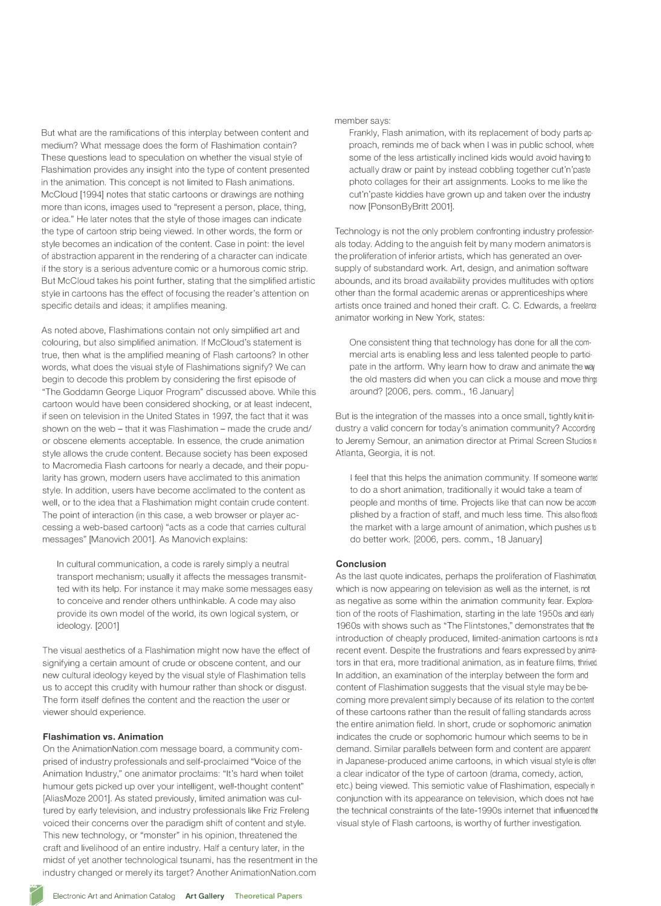But what are the ramifications of this interplay between content and medium? What message does the form of Flashimation contain? These questions lead to speculation on whether the visual style of Flashimation provides any insight into the type of content presented in the animation. This concept is not limited to Flash animations. McCloud [1994] notes that static cartoons or drawings are nothing more than icons, images used to "represent a person, place, thing, or idea." He later notes that the style of those images can indicate the type of cartoon strip being viewed. In other words, the form or style becomes an indication of the content. Case in point: the level of abstraction apparent in the rendering of a character can indicate if the story is a serious adventure comic or a humorous comic strip. But McCloud takes his point further, stating that the simplified artistic style in cartoons has the effect of focusing the reader's attention on specific details and ideas; it amplifies meaning.

As noted above, Flashimations contain not only simplified art and colouring, but also simplified animation. If McCloud's statement is true, then what is the amplified meaning of Flash cartoons? In other words, what does the visual style of Flashimations signify? We can begin to decode this problem by considering the first episode of "The Goddamn George Liquor Program" discussed above. While this cartoon would have been considered shocking, or at least indecent, if seen on television in the United States in 1997, the fact that it was shown on the web – that it was Flashimation – made the crude and/or obscene elements acceptable. In essence, the crude animation style allows the crude content. Because society has been exposed to Macromedia Flash cartoons for nearly a decade, and their popularity has grown, modern users have acclimated to this animation style. In addition, users have become acclimated to the content as well, or to the idea that a Flashimation might contain crude content. The point of interaction (in this case, a web browser or player accessing a web-based cartoon) "acts as a code that carries cultural messages" [Manovich 2001]. As Manovich explains:

> In cultural communication, a code is rarely simply a neutral transport mechanism; usually it affects the messages transmitted with its help. For instance it may make some messages easy to conceive and render others unthinkable. A code may also provide its own model of the world, its own logical system, or ideology. [2001]

The visual aesthetics of a Flashimation might now have the effect of signifying a certain amount of crude or obscene content, and our new cultural ideology keyed by the visual style of Flashimation tells us to accept this crudity with humour rather than shock or disgust. The form itself defines the content and the reaction the user or viewer should experience.

## Flashimation vs. Animation

On the AnimationNation.com message board, a community comprised of industry professionals and self-proclaimed "Voice of the Animation Industry," one animator proclaims: "It's hard when toilet humour gets picked up over your intelligent, well-thought content" [AliasMoze 2001]. As stated previously, limited animation was cultured by early television, and industry professionals like Friz Freleng voiced their concerns over the paradigm shift of content and style. This new technology, or "monster" in his opinion, threatened the craft and livelihood of an entire industry. Half a century later, in the midst of yet another technological tsunami, has the resentment in the industry changed or merely its target? Another AnimationNation.com member says:

> Frankly, Flash animation, with its replacement of body parts approach, reminds me of back when I was in public school, where some of the less artistically inclined kids would avoid having to actually draw or paint by instead cobbling together cut'n'paste photo collages for their art assignments. Looks to me like the cut'n'paste kiddies have grown up and taken over the industry now [PonsonByBritt 2001].

Technology is not the only problem confronting industry professionals today. Adding to the anguish felt by many modern animators is the proliferation of inferior artists, which has generated an oversupply of substandard work. Art, design, and animation software abounds, and its broad availability provides multitudes with options other than the formal academic arenas or apprenticeships where artists once trained and honed their craft. C. C. Edwards, a freelance animator working in New York, states:

> One consistent thing that technology has done for all the commercial arts is enabling less and less talented people to participate in the artform. Why learn how to draw and animate the way the old masters did when you can click a mouse and move things around? [2006, pers. comm., 16 January]

But is the integration of the masses into a once small, tightly knit industry a valid concern for today's animation community? According to Jeremy Semour, an animation director at Primal Screen Studios in Atlanta, Georgia, it is not.

> I feel that this helps the animation community. If someone wanted to do a short animation, traditionally it would take a team of people and months of time. Projects like that can now be accomplished by a fraction of staff, and much less time. This also floods the market with a large amount of animation, which pushes us to do better work. [2006, pers. comm., 18 January]

## Conclusion

As the last quote indicates, perhaps the proliferation of Flashimation, which is now appearing on television as well as the internet, is not as negative as some within the animation community fear. Exploration of the roots of Flashimation, starting in the late 1950s and early 1960s with shows such as "The Flintstones," demonstrates that the introduction of cheaply produced, limited-animation cartoons is not a recent event. Despite the frustrations and fears expressed by animators in that era, more traditional animation, as in feature films, thrived. In addition, an examination of the interplay between the form and content of Flashimation suggests that the visual style may be becoming more prevalent simply because of its relation to the content of these cartoons rather than the result of falling standards across the entire animation field. In short, crude or sophomoric animation indicates the crude or sophomoric humour which seems to be in demand. Similar parallels between form and content are apparent in Japanese-produced anime cartoons, in which visual style is often a clear indicator of the type of cartoon (drama, comedy, action, etc.) being viewed. This semiotic value of Flashimation, especially in conjunction with its appearance on television, which does not have the technical constraints of the late-1990s internet that influenced the visual style of Flash cartoons, is worthy of further investigation.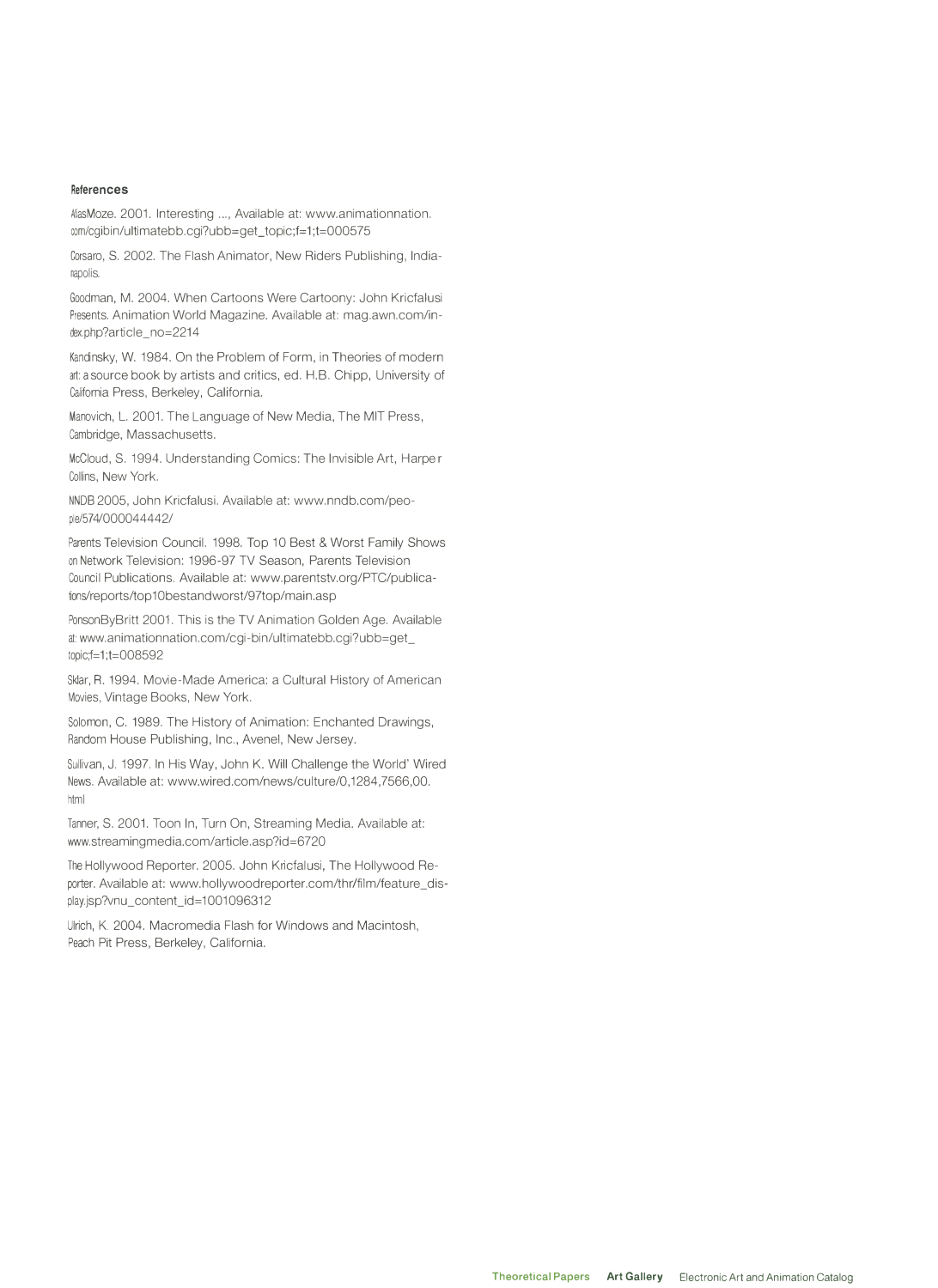### References

AliasMoze. 2001. Interesting ..., Available at: www.animationnation.com/cgibin/ultimatebb.cgi?ubb=get_topic;f=1;t=000575

Corsaro, S. 2002. The Flash Animator, New Riders Publishing, Indianapolis.

Goodman, M. 2004. When Cartoons Were Cartoony: John Kricfalusi Presents. Animation World Magazine. Available at: mag.awn.com/index.php?article_no=2214

Kandinsky, W. 1984. On the Problem of Form, in Theories of modern art: a source book by artists and critics, ed. H.B. Chipp, University of California Press, Berkeley, California.

Manovich, L. 2001. The Language of New Media, The MIT Press, Cambridge, Massachusetts.

McCloud, S. 1994. Understanding Comics: The Invisible Art, Harper Collins, New York.

NNDB 2005, John Kricfalusi. Available at: www.nndb.com/people/574/000044442/

Parents Television Council. 1998. Top 10 Best & Worst Family Shows on Network Television: 1996-97 TV Season, Parents Television Council Publications. Available at: www.parentstv.org/PTC/publications/reports/top10bestandworst/97top/main.asp

PonsonByBritt 2001. This is the TV Animation Golden Age. Available at: www.animationnation.com/cgi-bin/ultimatebb.cgi?ubb=get_topic;f=1;t=008592

Sklar, R. 1994. Movie-Made America: a Cultural History of American Movies, Vintage Books, New York.

Solomon, C. 1989. The History of Animation: Enchanted Drawings, Random House Publishing, Inc., Avenel, New Jersey.

Sullivan, J. 1997. In His Way, John K. Will Challenge the World' Wired News. Available at: www.wired.com/news/culture/0,1284,7566,00.html

Tanner, S. 2001. Toon In, Turn On, Streaming Media. Available at: www.streamingmedia.com/article.asp?id=6720

The Hollywood Reporter. 2005. John Kricfalusi, The Hollywood Reporter. Available at: www.hollywoodreporter.com/thr/film/feature_display.jsp?vnu_content_id=1001096312

Ulrich, K. 2004. Macromedia Flash for Windows and Macintosh, Peach Pit Press, Berkeley, California.